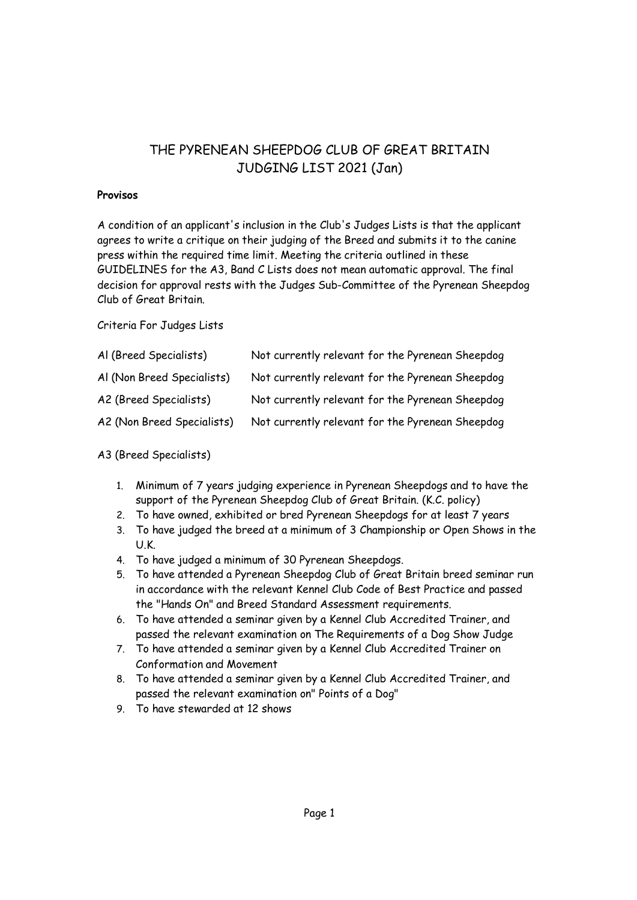# THE PYRENEAN SHEEPDOG CLUB OF GREAT BRITAIN
# JUDGING LIST 2021 (Jan)

**Provisos**

A condition of an applicant's inclusion in the Club's Judges Lists is that the applicant agrees to write a critique on their judging of the Breed and submits it to the canine press within the required time limit. Meeting the criteria outlined in these GUIDELINES for the A3, Band C Lists does not mean automatic approval. The final decision for approval rests with the Judges Sub-Committee of the Pyrenean Sheepdog Club of Great Britain.

Criteria For Judges Lists

| | |
|---|---|
| Al (Breed Specialists) | Not currently relevant for the Pyrenean Sheepdog |
| Al (Non Breed Specialists) | Not currently relevant for the Pyrenean Sheepdog |
| A2 (Breed Specialists) | Not currently relevant for the Pyrenean Sheepdog |
| A2 (Non Breed Specialists) | Not currently relevant for the Pyrenean Sheepdog |

A3 (Breed Specialists)

1. Minimum of 7 years judging experience in Pyrenean Sheepdogs and to have the support of the Pyrenean Sheepdog Club of Great Britain. (K.C. policy)
2. To have owned, exhibited or bred Pyrenean Sheepdogs for at least 7 years
3. To have judged the breed at a minimum of 3 Championship or Open Shows in the U.K.
4. To have judged a minimum of 30 Pyrenean Sheepdogs.
5. To have attended a Pyrenean Sheepdog Club of Great Britain breed seminar run in accordance with the relevant Kennel Club Code of Best Practice and passed the "Hands On" and Breed Standard Assessment requirements.
6. To have attended a seminar given by a Kennel Club Accredited Trainer, and passed the relevant examination on The Requirements of a Dog Show Judge
7. To have attended a seminar given by a Kennel Club Accredited Trainer on Conformation and Movement
8. To have attended a seminar given by a Kennel Club Accredited Trainer, and passed the relevant examination on" Points of a Dog"
9. To have stewarded at 12 shows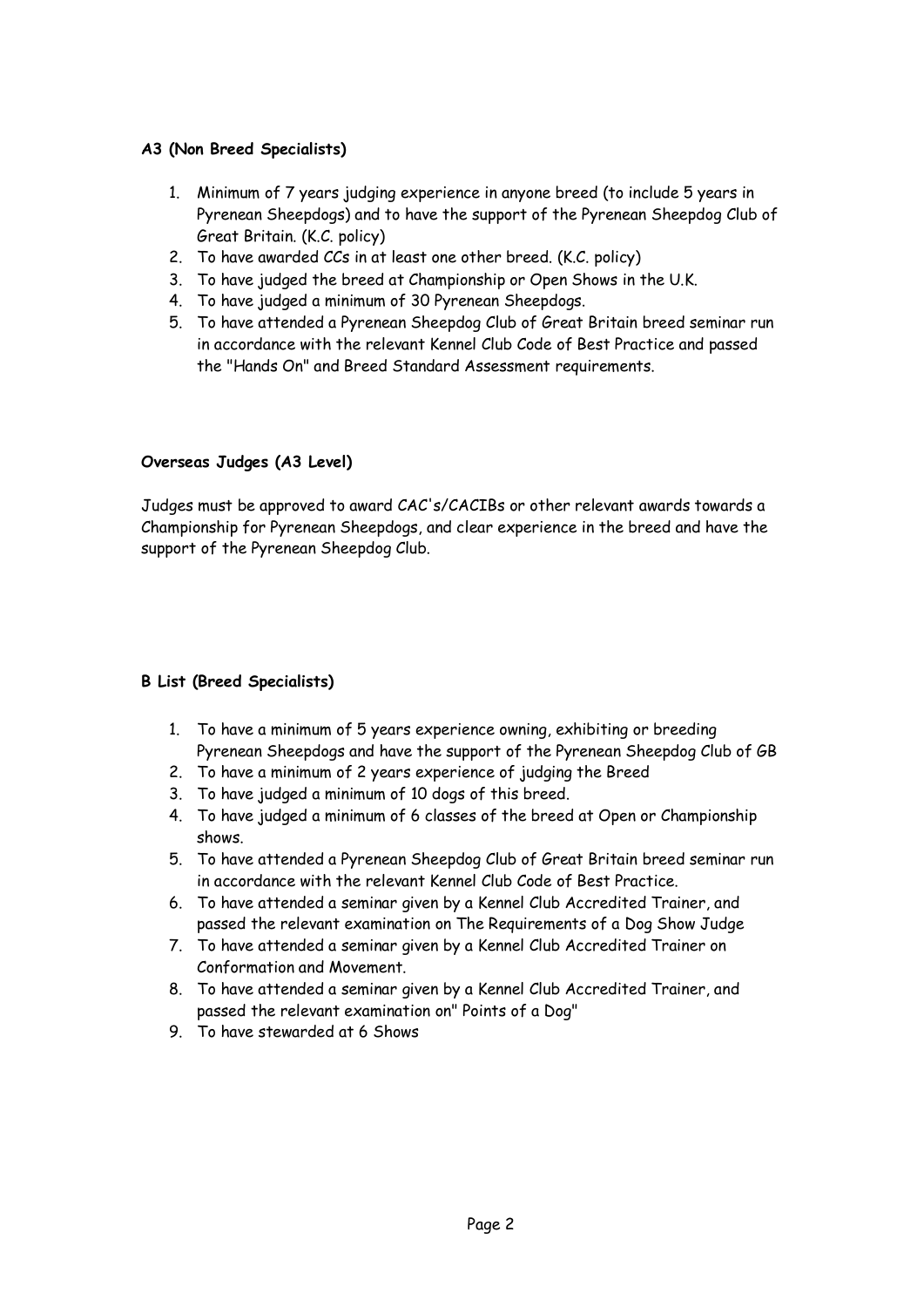**A3 (Non Breed Specialists)**

1. Minimum of 7 years judging experience in anyone breed (to include 5 years in Pyrenean Sheepdogs) and to have the support of the Pyrenean Sheepdog Club of Great Britain. (K.C. policy)
2. To have awarded CCs in at least one other breed. (K.C. policy)
3. To have judged the breed at Championship or Open Shows in the U.K.
4. To have judged a minimum of 30 Pyrenean Sheepdogs.
5. To have attended a Pyrenean Sheepdog Club of Great Britain breed seminar run in accordance with the relevant Kennel Club Code of Best Practice and passed the "Hands On" and Breed Standard Assessment requirements.

**Overseas Judges (A3 Level)**

Judges must be approved to award CAC's/CACIBs or other relevant awards towards a Championship for Pyrenean Sheepdogs, and clear experience in the breed and have the support of the Pyrenean Sheepdog Club.

**B List (Breed Specialists)**

1. To have a minimum of 5 years experience owning, exhibiting or breeding Pyrenean Sheepdogs and have the support of the Pyrenean Sheepdog Club of GB
2. To have a minimum of 2 years experience of judging the Breed
3. To have judged a minimum of 10 dogs of this breed.
4. To have judged a minimum of 6 classes of the breed at Open or Championship shows.
5. To have attended a Pyrenean Sheepdog Club of Great Britain breed seminar run in accordance with the relevant Kennel Club Code of Best Practice.
6. To have attended a seminar given by a Kennel Club Accredited Trainer, and passed the relevant examination on The Requirements of a Dog Show Judge
7. To have attended a seminar given by a Kennel Club Accredited Trainer on Conformation and Movement.
8. To have attended a seminar given by a Kennel Club Accredited Trainer, and passed the relevant examination on" Points of a Dog"
9. To have stewarded at 6 Shows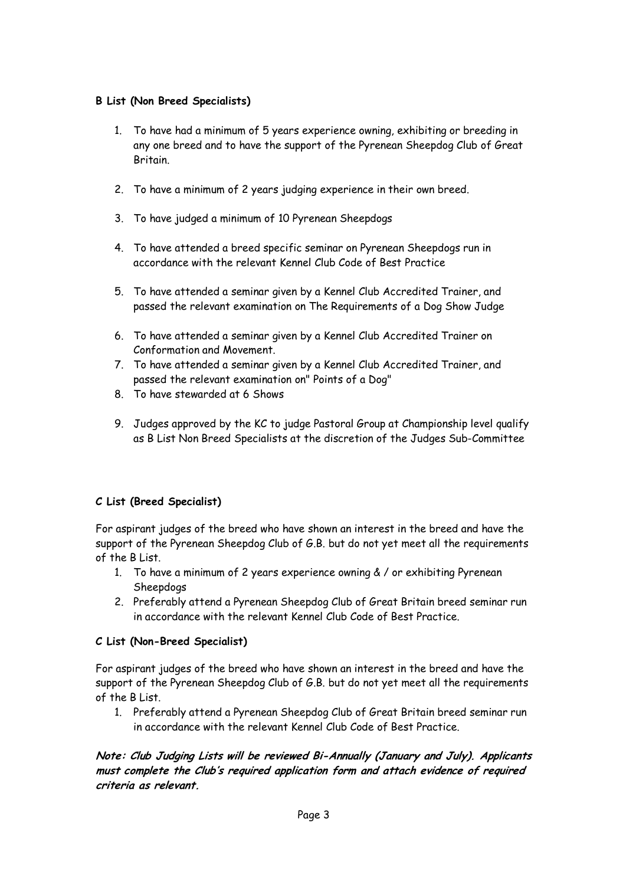**B List (Non Breed Specialists)**

1. To have had a minimum of 5 years experience owning, exhibiting or breeding in any one breed and to have the support of the Pyrenean Sheepdog Club of Great Britain.

2. To have a minimum of 2 years judging experience in their own breed.

3. To have judged a minimum of 10 Pyrenean Sheepdogs

4. To have attended a breed specific seminar on Pyrenean Sheepdogs run in accordance with the relevant Kennel Club Code of Best Practice

5. To have attended a seminar given by a Kennel Club Accredited Trainer, and passed the relevant examination on The Requirements of a Dog Show Judge

6. To have attended a seminar given by a Kennel Club Accredited Trainer on Conformation and Movement.
7. To have attended a seminar given by a Kennel Club Accredited Trainer, and passed the relevant examination on" Points of a Dog"
8. To have stewarded at 6 Shows

9. Judges approved by the KC to judge Pastoral Group at Championship level qualify as B List Non Breed Specialists at the discretion of the Judges Sub-Committee

**C List (Breed Specialist)**

For aspirant judges of the breed who have shown an interest in the breed and have the support of the Pyrenean Sheepdog Club of G.B. but do not yet meet all the requirements of the B List.

1. To have a minimum of 2 years experience owning & / or exhibiting Pyrenean Sheepdogs
2. Preferably attend a Pyrenean Sheepdog Club of Great Britain breed seminar run in accordance with the relevant Kennel Club Code of Best Practice.

**C List (Non-Breed Specialist)**

For aspirant judges of the breed who have shown an interest in the breed and have the support of the Pyrenean Sheepdog Club of G.B. but do not yet meet all the requirements of the B List.

1. Preferably attend a Pyrenean Sheepdog Club of Great Britain breed seminar run in accordance with the relevant Kennel Club Code of Best Practice.

***Note: Club Judging Lists will be reviewed Bi-Annually (January and July). Applicants must complete the Club's required application form and attach evidence of required criteria as relevant.***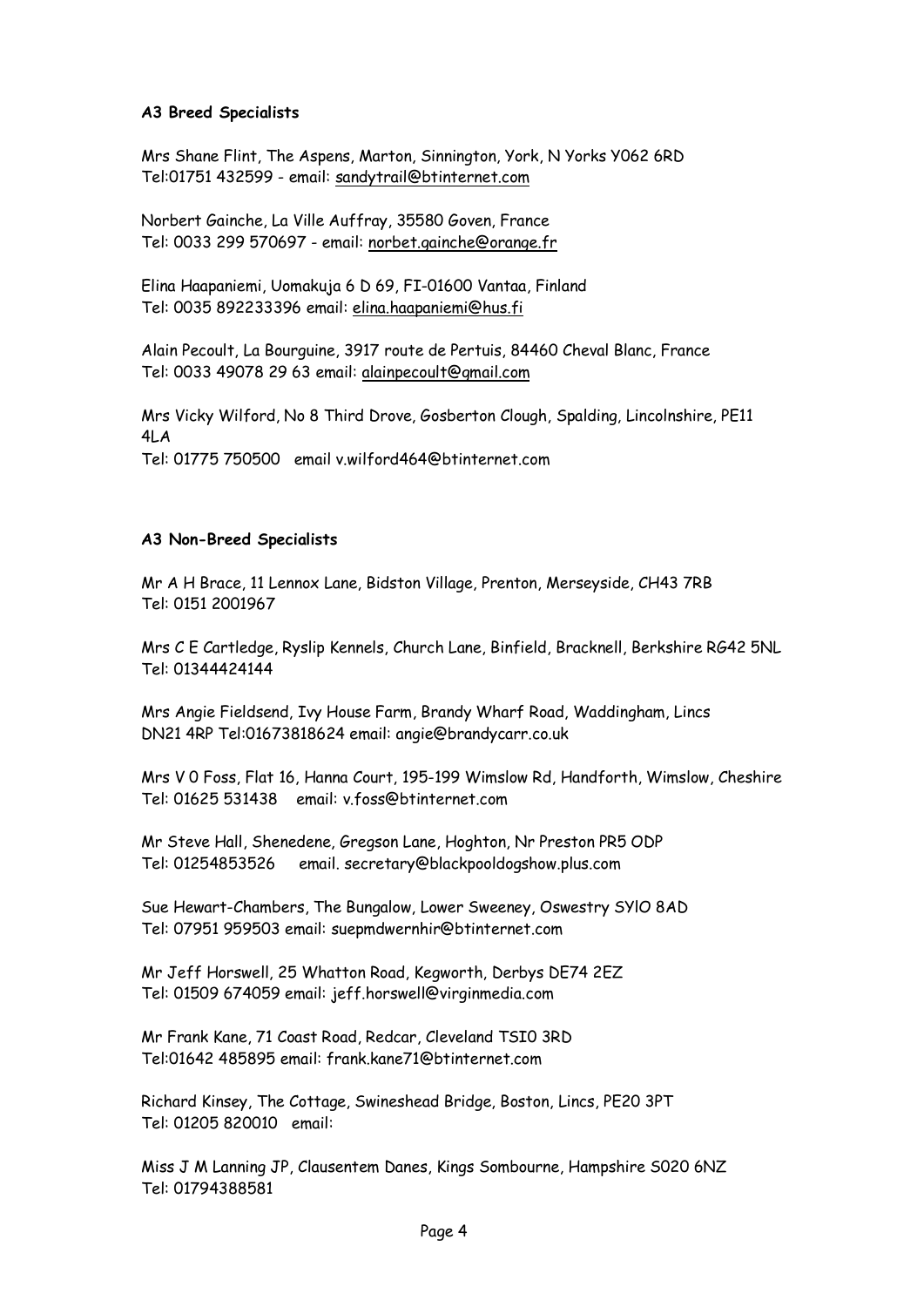**A3 Breed Specialists**

Mrs Shane Flint, The Aspens, Marton, Sinnington, York, N Yorks Y062 6RD
Tel:01751 432599 - email: sandytrail@btinternet.com

Norbert Gainche, La Ville Auffray, 35580 Goven, France
Tel: 0033 299 570697 - email: norbet.gainche@orange.fr

Elina Haapaniemi, Uomakuja 6 D 69, FI-01600 Vantaa, Finland
Tel: 0035 892233396 email: elina.haapaniemi@hus.fi

Alain Pecoult, La Bourguine, 3917 route de Pertuis, 84460 Cheval Blanc, France
Tel: 0033 49078 29 63 email: alainpecoult@gmail.com

Mrs Vicky Wilford, No 8 Third Drove, Gosberton Clough, Spalding, Lincolnshire, PE11 4LA
Tel: 01775 750500 email v.wilford464@btinternet.com

**A3 Non-Breed Specialists**

Mr A H Brace, 11 Lennox Lane, Bidston Village, Prenton, Merseyside, CH43 7RB
Tel: 0151 2001967

Mrs C E Cartledge, Ryslip Kennels, Church Lane, Binfield, Bracknell, Berkshire RG42 5NL
Tel: 01344424144

Mrs Angie Fieldsend, Ivy House Farm, Brandy Wharf Road, Waddingham, Lincs
DN21 4RP Tel:01673818624 email: angie@brandycarr.co.uk

Mrs V 0 Foss, Flat 16, Hanna Court, 195-199 Wimslow Rd, Handforth, Wimslow, Cheshire
Tel: 01625 531438 email: v.foss@btinternet.com

Mr Steve Hall, Shenedene, Gregson Lane, Hoghton, Nr Preston PR5 ODP
Tel: 01254853526 email. secretary@blackpooldogshow.plus.com

Sue Hewart-Chambers, The Bungalow, Lower Sweeney, Oswestry SYlO 8AD
Tel: 07951 959503 email: suepmdwernhir@btinternet.com

Mr Jeff Horswell, 25 Whatton Road, Kegworth, Derbys DE74 2EZ
Tel: 01509 674059 email: jeff.horswell@virginmedia.com

Mr Frank Kane, 71 Coast Road, Redcar, Cleveland TSI0 3RD
Tel:01642 485895 email: frank.kane71@btinternet.com

Richard Kinsey, The Cottage, Swineshead Bridge, Boston, Lincs, PE20 3PT
Tel: 01205 820010 email:

Miss J M Lanning JP, Clausentem Danes, Kings Sombourne, Hampshire S020 6NZ
Tel: 01794388581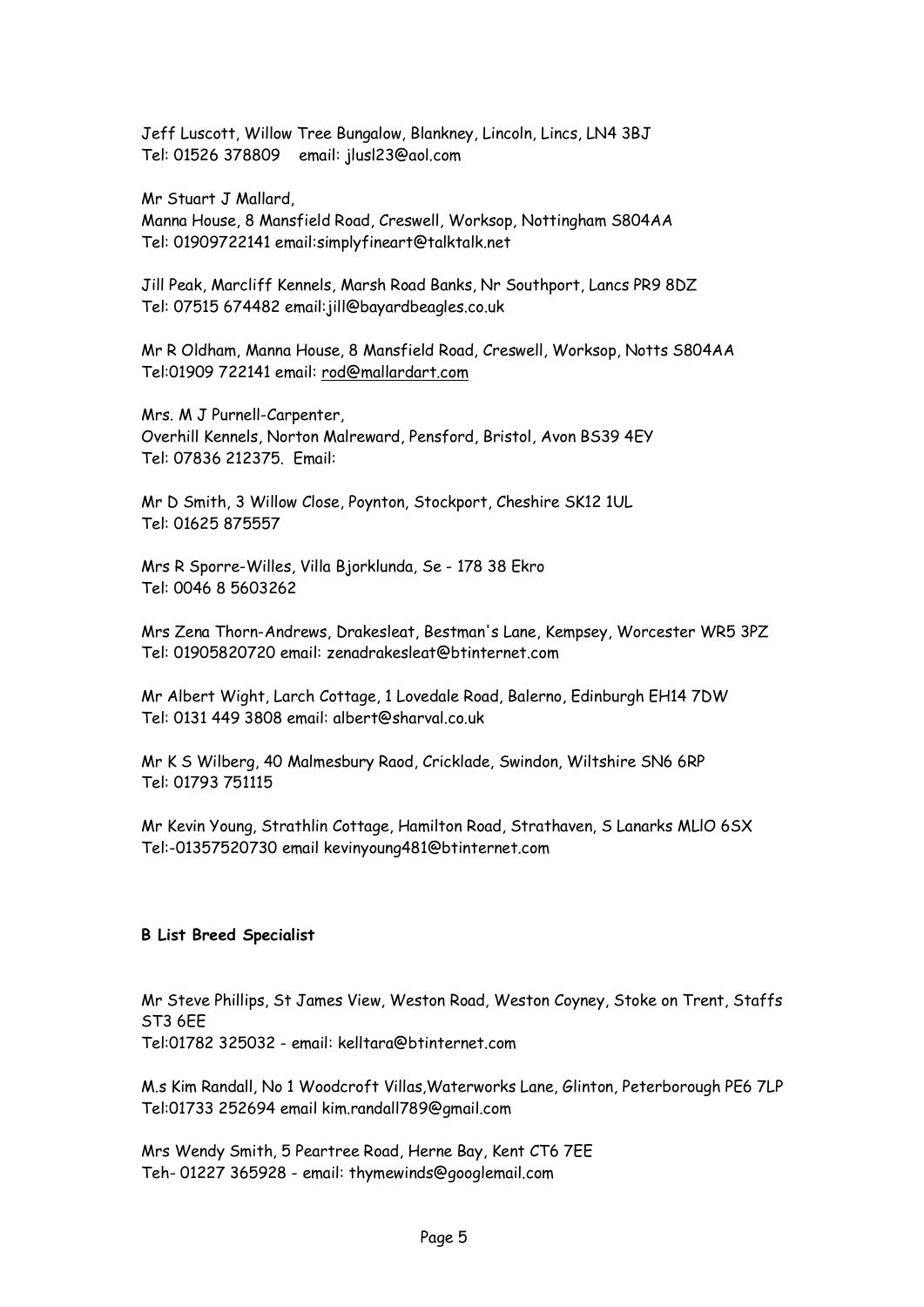Jeff Luscott, Willow Tree Bungalow, Blankney, Lincoln, Lincs, LN4 3BJ
Tel: 01526 378809 email: jlusl23@aol.com

Mr Stuart J Mallard,
Manna House, 8 Mansfield Road, Creswell, Worksop, Nottingham S804AA
Tel: 01909722141 email:simplyfineart@talktalk.net

Jill Peak, Marcliff Kennels, Marsh Road Banks, Nr Southport, Lancs PR9 8DZ
Tel: 07515 674482 email:jill@bayardbeagles.co.uk

Mr R Oldham, Manna House, 8 Mansfield Road, Creswell, Worksop, Notts S804AA
Tel:01909 722141 email: rod@mallardart.com

Mrs. M J Purnell-Carpenter,
Overhill Kennels, Norton Malreward, Pensford, Bristol, Avon BS39 4EY
Tel: 07836 212375. Email:

Mr D Smith, 3 Willow Close, Poynton, Stockport, Cheshire SK12 1UL
Tel: 01625 875557

Mrs R Sporre-Willes, Villa Bjorklunda, Se - 178 38 Ekro
Tel: 0046 8 5603262

Mrs Zena Thorn-Andrews, Drakesleat, Bestman's Lane, Kempsey, Worcester WR5 3PZ
Tel: 01905820720 email: zenadrakesleat@btinternet.com

Mr Albert Wight, Larch Cottage, 1 Lovedale Road, Balerno, Edinburgh EH14 7DW
Tel: 0131 449 3808 email: albert@sharval.co.uk

Mr K S Wilberg, 40 Malmesbury Raod, Cricklade, Swindon, Wiltshire SN6 6RP
Tel: 01793 751115

Mr Kevin Young, Strathlin Cottage, Hamilton Road, Strathaven, S Lanarks MLlO 6SX
Tel:-01357520730 email kevinyoung481@btinternet.com

**B List Breed Specialist**

Mr Steve Phillips, St James View, Weston Road, Weston Coyney, Stoke on Trent, Staffs ST3 6EE
Tel:01782 325032 - email: kelltara@btinternet.com

M.s Kim Randall, No 1 Woodcroft Villas,Waterworks Lane, Glinton, Peterborough PE6 7LP
Tel:01733 252694 email kim.randall789@gmail.com

Mrs Wendy Smith, 5 Peartree Road, Herne Bay, Kent CT6 7EE
Teh- 01227 365928 - email: thymewinds@googlemail.com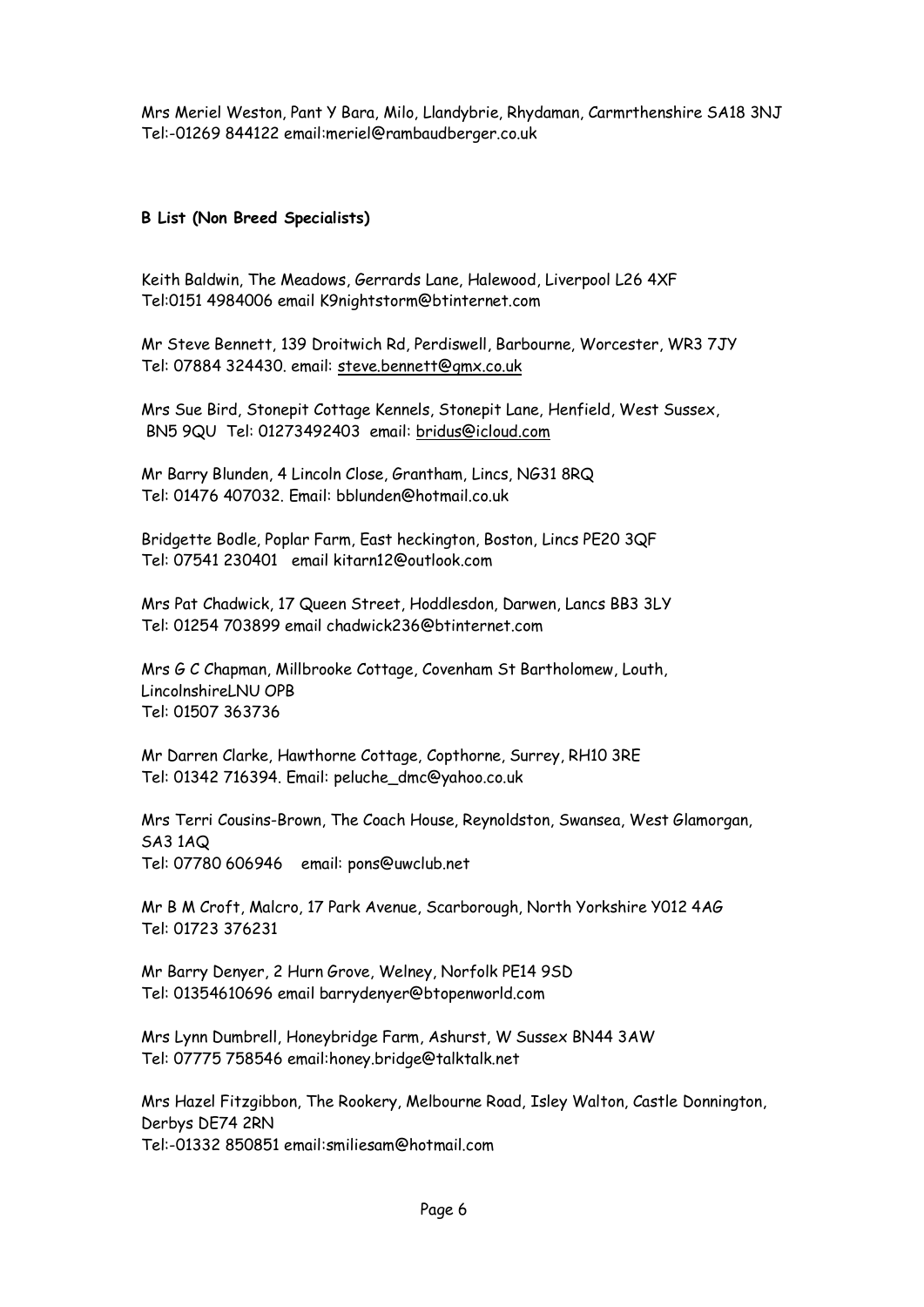Mrs Meriel Weston, Pant Y Bara, Milo, Llandybrie, Rhydaman, Carmrthenshire SA18 3NJ
Tel:-01269 844122 email:meriel@rambaudberger.co.uk

**B List (Non Breed Specialists)**

Keith Baldwin, The Meadows, Gerrards Lane, Halewood, Liverpool L26 4XF
Tel:0151 4984006 email K9nightstorm@btinternet.com

Mr Steve Bennett, 139 Droitwich Rd, Perdiswell, Barbourne, Worcester, WR3 7JY
Tel: 07884 324430. email: steve.bennett@gmx.co.uk

Mrs Sue Bird, Stonepit Cottage Kennels, Stonepit Lane, Henfield, West Sussex, BN5 9QU Tel: 01273492403 email: bridus@icloud.com

Mr Barry Blunden, 4 Lincoln Close, Grantham, Lincs, NG31 8RQ
Tel: 01476 407032. Email: bblunden@hotmail.co.uk

Bridgette Bodle, Poplar Farm, East heckington, Boston, Lincs PE20 3QF
Tel: 07541 230401 email kitarn12@outlook.com

Mrs Pat Chadwick, 17 Queen Street, Hoddlesdon, Darwen, Lancs BB3 3LY
Tel: 01254 703899 email chadwick236@btinternet.com

Mrs G C Chapman, Millbrooke Cottage, Covenham St Bartholomew, Louth, LincolnshireLNU OPB
Tel: 01507 363736

Mr Darren Clarke, Hawthorne Cottage, Copthorne, Surrey, RH10 3RE
Tel: 01342 716394. Email: peluche_dmc@yahoo.co.uk

Mrs Terri Cousins-Brown, The Coach House, Reynoldston, Swansea, West Glamorgan, SA3 1AQ
Tel: 07780 606946 email: pons@uwclub.net

Mr B M Croft, Malcro, 17 Park Avenue, Scarborough, North Yorkshire Y012 4AG
Tel: 01723 376231

Mr Barry Denyer, 2 Hurn Grove, Welney, Norfolk PE14 9SD
Tel: 01354610696 email barrydenyer@btopenworld.com

Mrs Lynn Dumbrell, Honeybridge Farm, Ashurst, W Sussex BN44 3AW
Tel: 07775 758546 email:honey.bridge@talktalk.net

Mrs Hazel Fitzgibbon, The Rookery, Melbourne Road, Isley Walton, Castle Donnington, Derbys DE74 2RN
Tel:-01332 850851 email:smiliesam@hotmail.com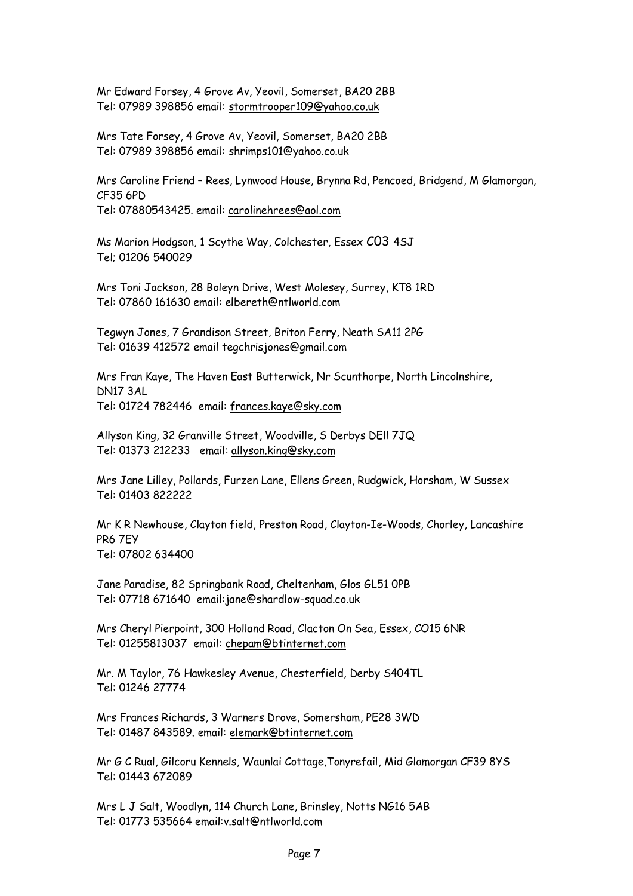Mr Edward Forsey, 4 Grove Av, Yeovil, Somerset, BA20 2BB
Tel: 07989 398856 email: stormtrooper109@yahoo.co.uk

Mrs Tate Forsey, 4 Grove Av, Yeovil, Somerset, BA20 2BB
Tel: 07989 398856 email: shrimps101@yahoo.co.uk

Mrs Caroline Friend – Rees, Lynwood House, Brynna Rd, Pencoed, Bridgend, M Glamorgan, CF35 6PD
Tel: 07880543425. email: carolinehrees@aol.com

Ms Marion Hodgson, 1 Scythe Way, Colchester, Essex CO3 4SJ
Tel; 01206 540029

Mrs Toni Jackson, 28 Boleyn Drive, West Molesey, Surrey, KT8 1RD
Tel: 07860 161630 email: elbereth@ntlworld.com

Tegwyn Jones, 7 Grandison Street, Briton Ferry, Neath SA11 2PG
Tel: 01639 412572 email tegchrisjones@gmail.com

Mrs Fran Kaye, The Haven East Butterwick, Nr Scunthorpe, North Lincolnshire, DN17 3AL
Tel: 01724 782446 email: frances.kaye@sky.com

Allyson King, 32 Granville Street, Woodville, S Derbys DEll 7JQ
Tel: 01373 212233 email: allyson.king@sky.com

Mrs Jane Lilley, Pollards, Furzen Lane, Ellens Green, Rudgwick, Horsham, W Sussex
Tel: 01403 822222

Mr K R Newhouse, Clayton field, Preston Road, Clayton-Ie-Woods, Chorley, Lancashire PR6 7EY
Tel: 07802 634400

Jane Paradise, 82 Springbank Road, Cheltenham, Glos GL51 0PB
Tel: 07718 671640 email:jane@shardlow-squad.co.uk

Mrs Cheryl Pierpoint, 300 Holland Road, Clacton On Sea, Essex, CO15 6NR
Tel: 01255813037 email: chepam@btinternet.com

Mr. M Taylor, 76 Hawkesley Avenue, Chesterfield, Derby S404TL
Tel: 01246 27774

Mrs Frances Richards, 3 Warners Drove, Somersham, PE28 3WD
Tel: 01487 843589. email: elemark@btinternet.com

Mr G C Rual, Gilcoru Kennels, Waunlai Cottage,Tonyrefail, Mid Glamorgan CF39 8YS
Tel: 01443 672089

Mrs L J Salt, Woodlyn, 114 Church Lane, Brinsley, Notts NG16 5AB
Tel: 01773 535664 email:v.salt@ntlworld.com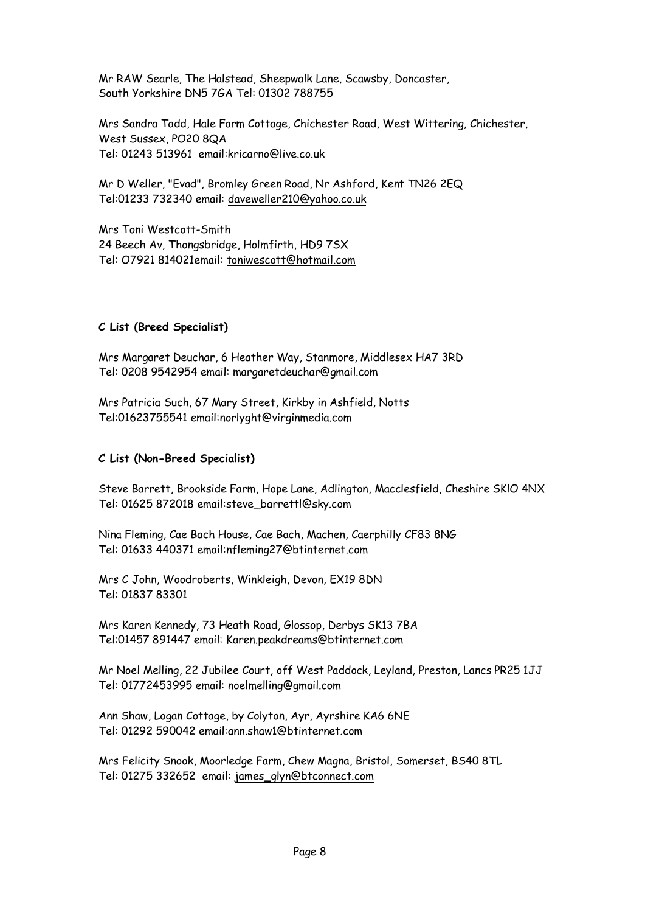Mr RAW Searle, The Halstead, Sheepwalk Lane, Scawsby, Doncaster, South Yorkshire DN5 7GA Tel: 01302 788755

Mrs Sandra Tadd, Hale Farm Cottage, Chichester Road, West Wittering, Chichester, West Sussex, PO20 8QA
Tel: 01243 513961 email:kricarno@live.co.uk

Mr D Weller, "Evad", Bromley Green Road, Nr Ashford, Kent TN26 2EQ
Tel:01233 732340 email: daveweller210@yahoo.co.uk

Mrs Toni Westcott-Smith
24 Beech Av, Thongsbridge, Holmfirth, HD9 7SX
Tel: O7921 814021email: toniwescott@hotmail.com

**C List (Breed Specialist)**

Mrs Margaret Deuchar, 6 Heather Way, Stanmore, Middlesex HA7 3RD
Tel: 0208 9542954 email: margaretdeuchar@gmail.com

Mrs Patricia Such, 67 Mary Street, Kirkby in Ashfield, Notts
Tel:01623755541 email:norlyght@virginmedia.com

**C List (Non-Breed Specialist)**

Steve Barrett, Brookside Farm, Hope Lane, Adlington, Macclesfield, Cheshire SKlO 4NX
Tel: 01625 872018 email:steve_barrettl@sky.com

Nina Fleming, Cae Bach House, Cae Bach, Machen, Caerphilly CF83 8NG
Tel: 01633 440371 email:nfleming27@btinternet.com

Mrs C John, Woodroberts, Winkleigh, Devon, EX19 8DN
Tel: 01837 83301

Mrs Karen Kennedy, 73 Heath Road, Glossop, Derbys SK13 7BA
Tel:01457 891447 email: Karen.peakdreams@btinternet.com

Mr Noel Melling, 22 Jubilee Court, off West Paddock, Leyland, Preston, Lancs PR25 1JJ
Tel: 01772453995 email: noelmelling@gmail.com

Ann Shaw, Logan Cottage, by Colyton, Ayr, Ayrshire KA6 6NE
Tel: 01292 590042 email:ann.shaw1@btinternet.com

Mrs Felicity Snook, Moorledge Farm, Chew Magna, Bristol, Somerset, BS40 8TL
Tel: 01275 332652 email: james_glyn@btconnect.com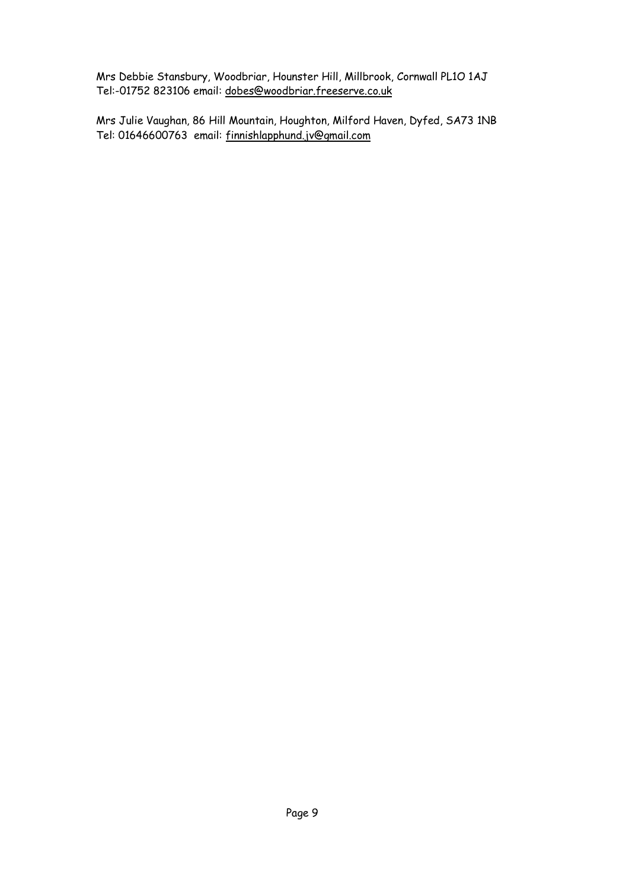Mrs Debbie Stansbury, Woodbriar, Hounster Hill, Millbrook, Cornwall PL1O 1AJ
Tel:-01752 823106 email: dobes@woodbriar.freeserve.co.uk

Mrs Julie Vaughan, 86 Hill Mountain, Houghton, Milford Haven, Dyfed, SA73 1NB
Tel: 01646600763 email: finnishlapphund.jv@gmail.com